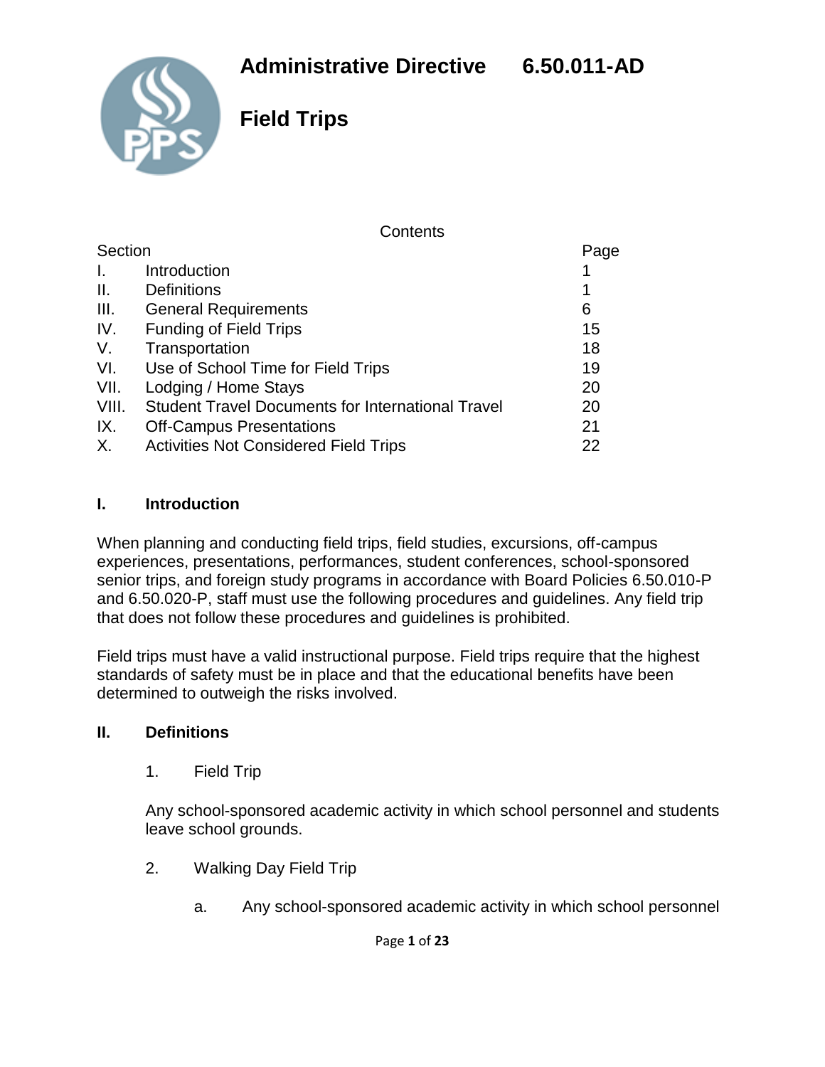# Administrative Directive 6.50.011-AD

# Field Trips

Contents

| Section | | Page |
|---|---|---|
| I. | Introduction | 1 |
| II. | Definitions | 1 |
| III. | General Requirements | 6 |
| IV. | Funding of Field Trips | 15 |
| V. | Transportation | 18 |
| VI. | Use of School Time for Field Trips | 19 |
| VII. | Lodging / Home Stays | 20 |
| VIII. | Student Travel Documents for International Travel | 20 |
| IX. | Off-Campus Presentations | 21 |
| X. | Activities Not Considered Field Trips | 22 |

## I. Introduction

When planning and conducting field trips, field studies, excursions, off-campus experiences, presentations, performances, student conferences, school-sponsored senior trips, and foreign study programs in accordance with Board Policies 6.50.010-P and 6.50.020-P, staff must use the following procedures and guidelines. Any field trip that does not follow these procedures and guidelines is prohibited.

Field trips must have a valid instructional purpose. Field trips require that the highest standards of safety must be in place and that the educational benefits have been determined to outweigh the risks involved.

## II. Definitions

1. Field Trip

   Any school-sponsored academic activity in which school personnel and students leave school grounds.

2. Walking Day Field Trip

   a. Any school-sponsored academic activity in which school personnel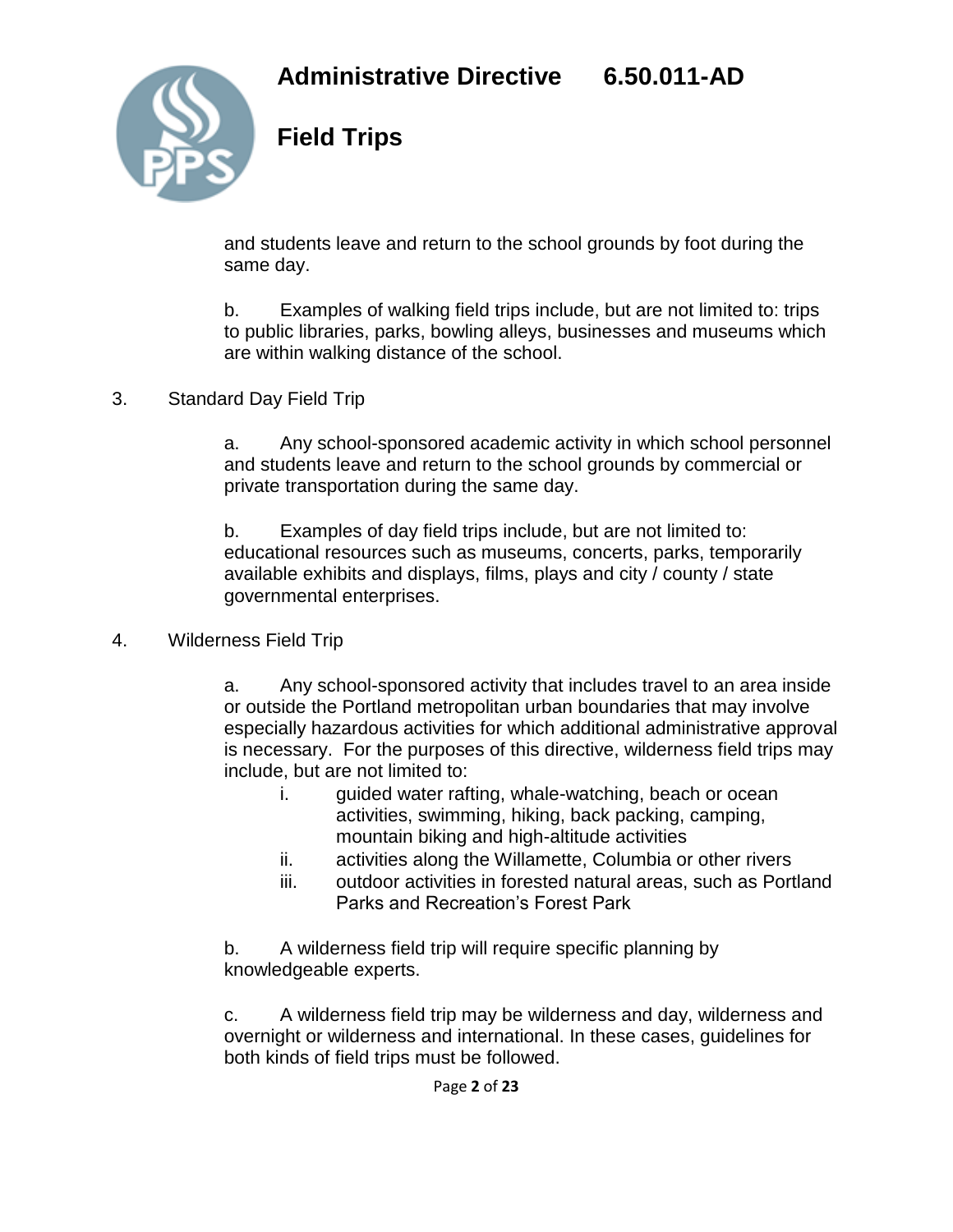and students leave and return to the school grounds by foot during the same day.

b. Examples of walking field trips include, but are not limited to: trips to public libraries, parks, bowling alleys, businesses and museums which are within walking distance of the school.

3. Standard Day Field Trip

a. Any school-sponsored academic activity in which school personnel and students leave and return to the school grounds by commercial or private transportation during the same day.

b. Examples of day field trips include, but are not limited to: educational resources such as museums, concerts, parks, temporarily available exhibits and displays, films, plays and city / county / state governmental enterprises.

4. Wilderness Field Trip

a. Any school-sponsored activity that includes travel to an area inside or outside the Portland metropolitan urban boundaries that may involve especially hazardous activities for which additional administrative approval is necessary. For the purposes of this directive, wilderness field trips may include, but are not limited to:

i. guided water rafting, whale-watching, beach or ocean activities, swimming, hiking, back packing, camping, mountain biking and high-altitude activities

ii. activities along the Willamette, Columbia or other rivers

iii. outdoor activities in forested natural areas, such as Portland Parks and Recreation's Forest Park

b. A wilderness field trip will require specific planning by knowledgeable experts.

c. A wilderness field trip may be wilderness and day, wilderness and overnight or wilderness and international. In these cases, guidelines for both kinds of field trips must be followed.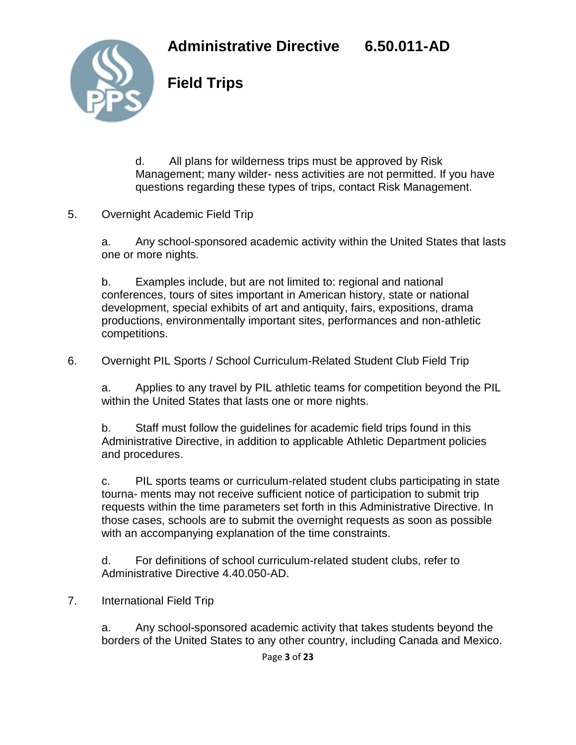d. All plans for wilderness trips must be approved by Risk Management; many wilder- ness activities are not permitted. If you have questions regarding these types of trips, contact Risk Management.

5. Overnight Academic Field Trip

   a. Any school-sponsored academic activity within the United States that lasts one or more nights.

   b. Examples include, but are not limited to: regional and national conferences, tours of sites important in American history, state or national development, special exhibits of art and antiquity, fairs, expositions, drama productions, environmentally important sites, performances and non-athletic competitions.

6. Overnight PIL Sports / School Curriculum-Related Student Club Field Trip

   a. Applies to any travel by PIL athletic teams for competition beyond the PIL within the United States that lasts one or more nights.

   b. Staff must follow the guidelines for academic field trips found in this Administrative Directive, in addition to applicable Athletic Department policies and procedures.

   c. PIL sports teams or curriculum-related student clubs participating in state tourna- ments may not receive sufficient notice of participation to submit trip requests within the time parameters set forth in this Administrative Directive. In those cases, schools are to submit the overnight requests as soon as possible with an accompanying explanation of the time constraints.

   d. For definitions of school curriculum-related student clubs, refer to Administrative Directive 4.40.050-AD.

7. International Field Trip

   a. Any school-sponsored academic activity that takes students beyond the borders of the United States to any other country, including Canada and Mexico.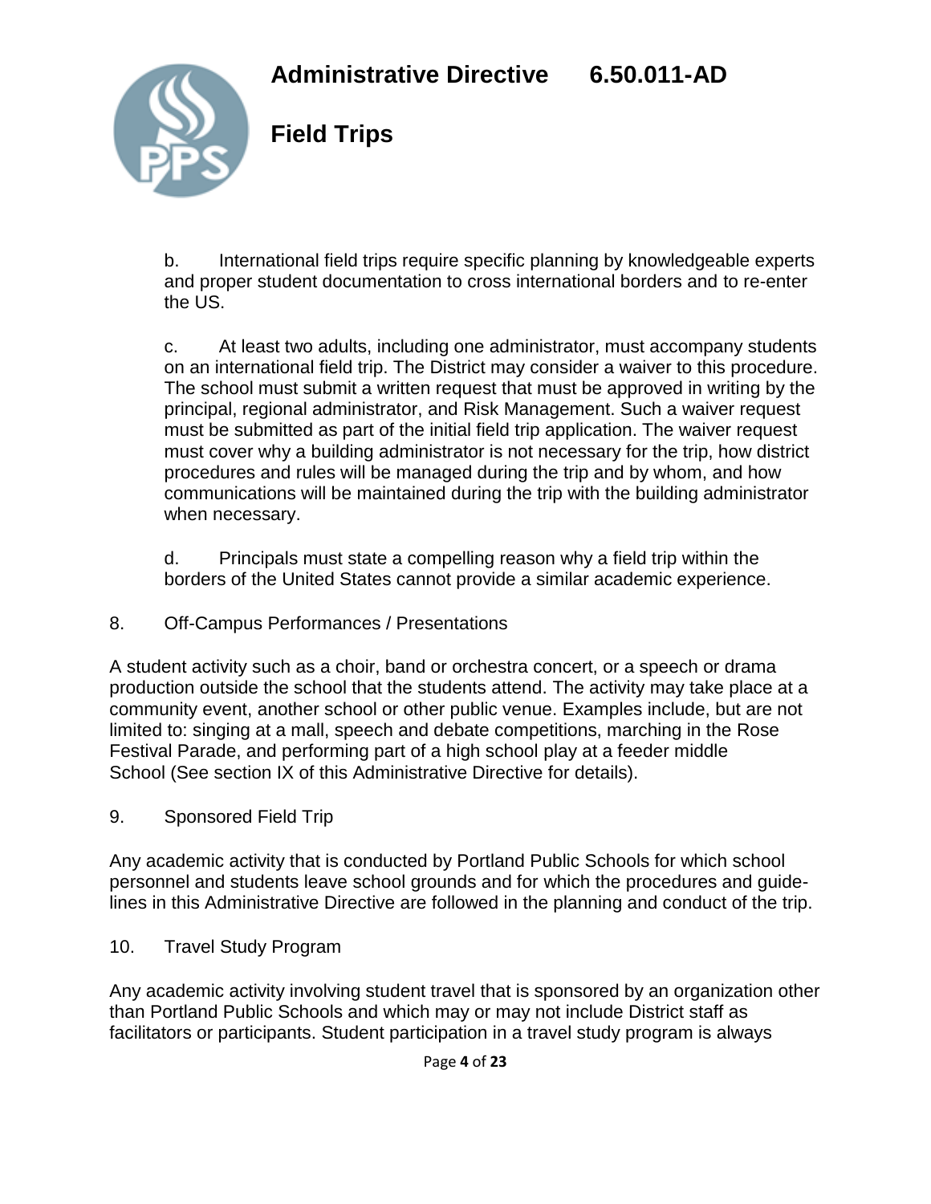b. International field trips require specific planning by knowledgeable experts and proper student documentation to cross international borders and to re-enter the US.

c. At least two adults, including one administrator, must accompany students on an international field trip. The District may consider a waiver to this procedure. The school must submit a written request that must be approved in writing by the principal, regional administrator, and Risk Management. Such a waiver request must be submitted as part of the initial field trip application. The waiver request must cover why a building administrator is not necessary for the trip, how district procedures and rules will be managed during the trip and by whom, and how communications will be maintained during the trip with the building administrator when necessary.

d. Principals must state a compelling reason why a field trip within the borders of the United States cannot provide a similar academic experience.

8. Off-Campus Performances / Presentations

A student activity such as a choir, band or orchestra concert, or a speech or drama production outside the school that the students attend. The activity may take place at a community event, another school or other public venue. Examples include, but are not limited to: singing at a mall, speech and debate competitions, marching in the Rose Festival Parade, and performing part of a high school play at a feeder middle School (See section IX of this Administrative Directive for details).

9. Sponsored Field Trip

Any academic activity that is conducted by Portland Public Schools for which school personnel and students leave school grounds and for which the procedures and guidelines in this Administrative Directive are followed in the planning and conduct of the trip.

10. Travel Study Program

Any academic activity involving student travel that is sponsored by an organization other than Portland Public Schools and which may or may not include District staff as facilitators or participants. Student participation in a travel study program is always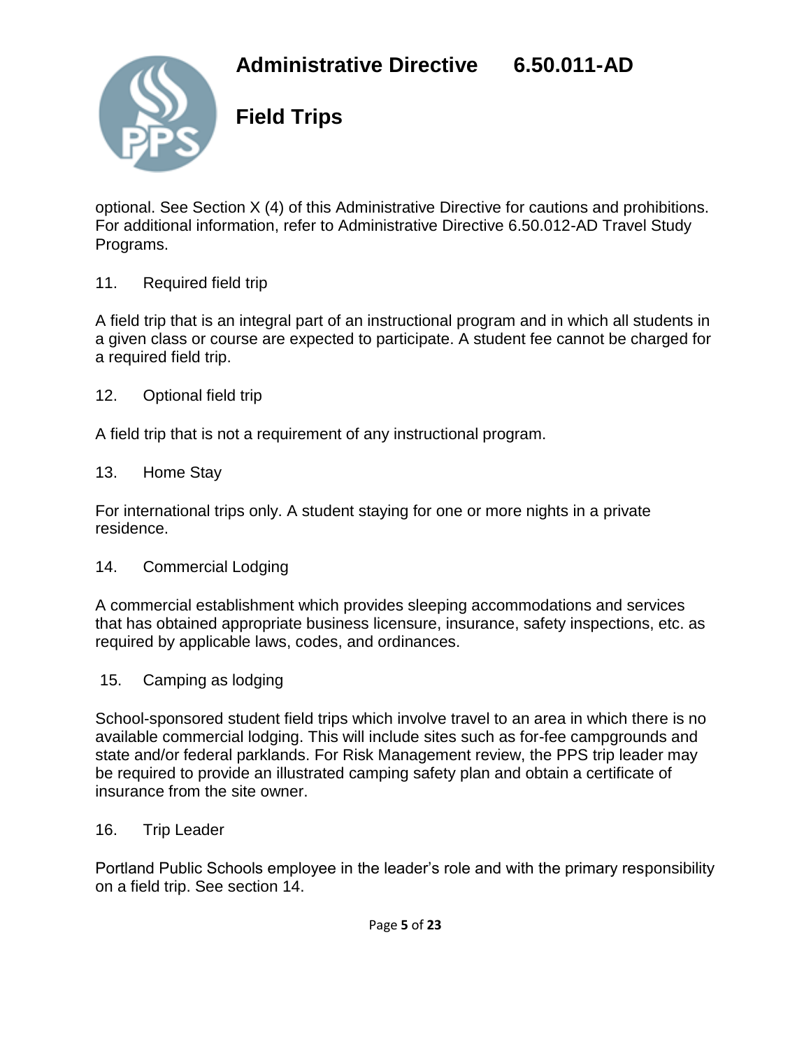optional. See Section X (4) of this Administrative Directive for cautions and prohibitions. For additional information, refer to Administrative Directive 6.50.012-AD Travel Study Programs.

11. Required field trip

A field trip that is an integral part of an instructional program and in which all students in a given class or course are expected to participate. A student fee cannot be charged for a required field trip.

12. Optional field trip

A field trip that is not a requirement of any instructional program.

13. Home Stay

For international trips only. A student staying for one or more nights in a private residence.

14. Commercial Lodging

A commercial establishment which provides sleeping accommodations and services that has obtained appropriate business licensure, insurance, safety inspections, etc. as required by applicable laws, codes, and ordinances.

15. Camping as lodging

School-sponsored student field trips which involve travel to an area in which there is no available commercial lodging. This will include sites such as for-fee campgrounds and state and/or federal parklands. For Risk Management review, the PPS trip leader may be required to provide an illustrated camping safety plan and obtain a certificate of insurance from the site owner.

16. Trip Leader

Portland Public Schools employee in the leader's role and with the primary responsibility on a field trip. See section 14.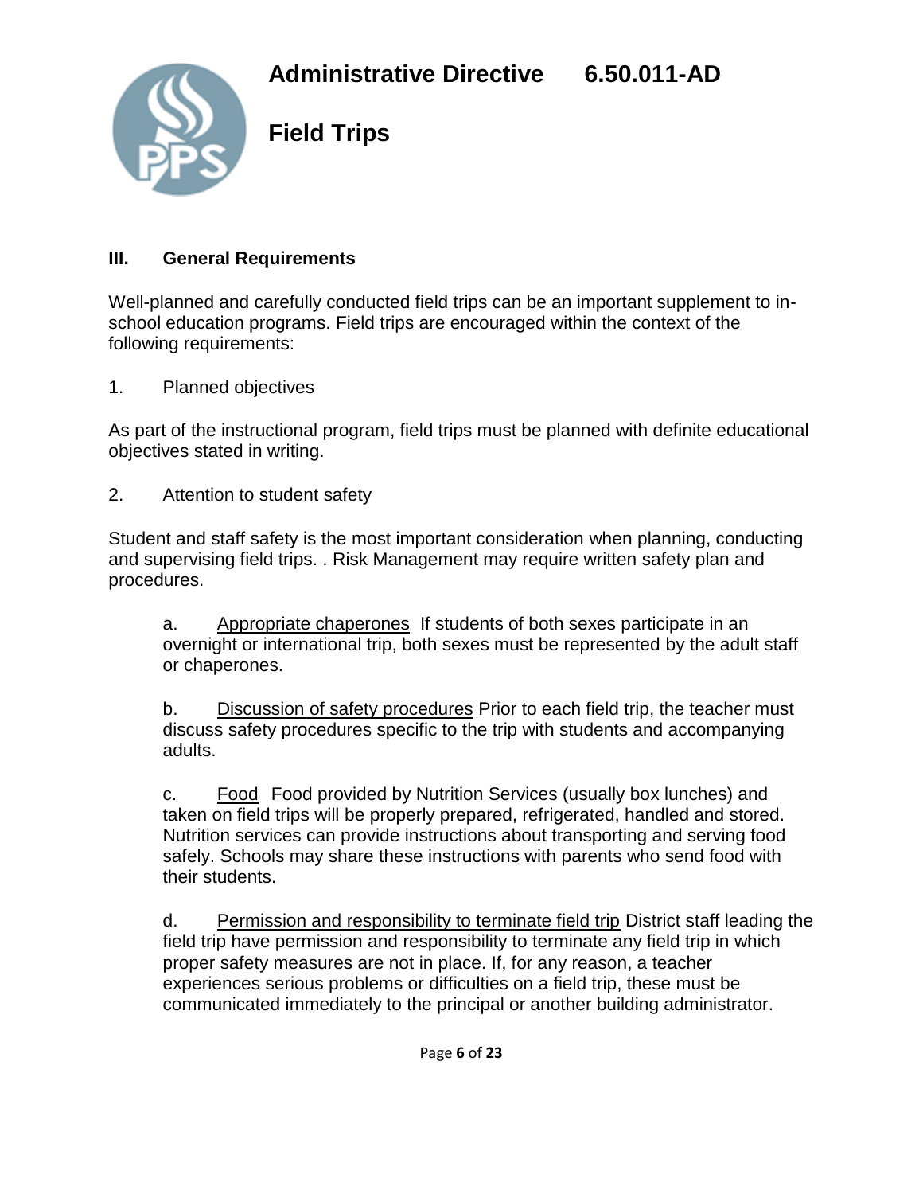# Administrative Directive 6.50.011-AD

## Field Trips

### III. General Requirements

Well-planned and carefully conducted field trips can be an important supplement to in-school education programs. Field trips are encouraged within the context of the following requirements:

1. Planned objectives

As part of the instructional program, field trips must be planned with definite educational objectives stated in writing.

2. Attention to student safety

Student and staff safety is the most important consideration when planning, conducting and supervising field trips. . Risk Management may require written safety plan and procedures.

a. Appropriate chaperones If students of both sexes participate in an overnight or international trip, both sexes must be represented by the adult staff or chaperones.

b. Discussion of safety procedures Prior to each field trip, the teacher must discuss safety procedures specific to the trip with students and accompanying adults.

c. Food Food provided by Nutrition Services (usually box lunches) and taken on field trips will be properly prepared, refrigerated, handled and stored. Nutrition services can provide instructions about transporting and serving food safely. Schools may share these instructions with parents who send food with their students.

d. Permission and responsibility to terminate field trip District staff leading the field trip have permission and responsibility to terminate any field trip in which proper safety measures are not in place. If, for any reason, a teacher experiences serious problems or difficulties on a field trip, these must be communicated immediately to the principal or another building administrator.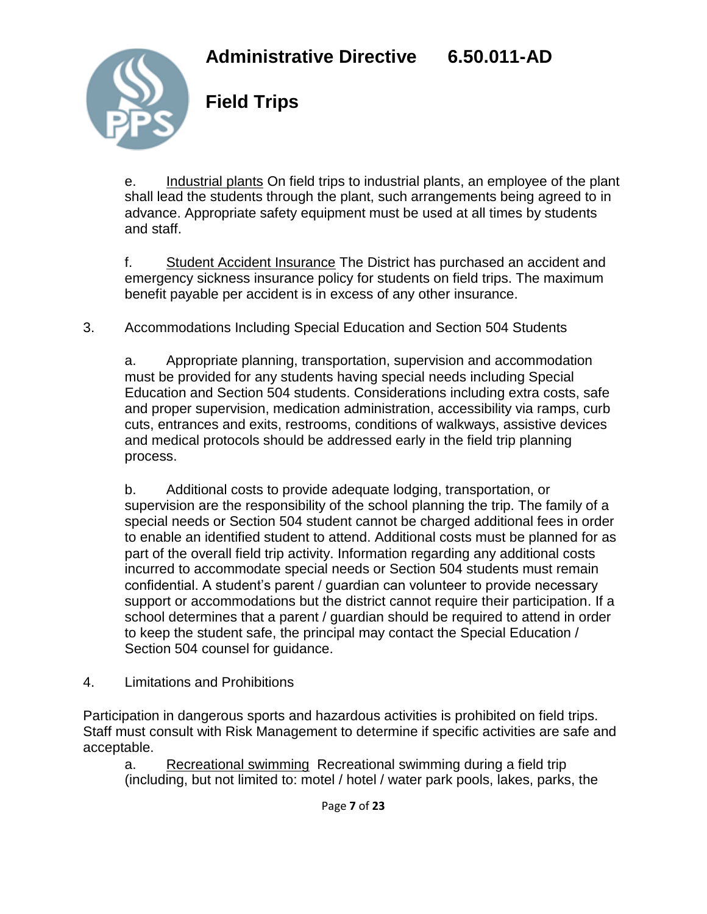e. Industrial plants On field trips to industrial plants, an employee of the plant shall lead the students through the plant, such arrangements being agreed to in advance. Appropriate safety equipment must be used at all times by students and staff.

f. Student Accident Insurance The District has purchased an accident and emergency sickness insurance policy for students on field trips. The maximum benefit payable per accident is in excess of any other insurance.

3. Accommodations Including Special Education and Section 504 Students

a. Appropriate planning, transportation, supervision and accommodation must be provided for any students having special needs including Special Education and Section 504 students. Considerations including extra costs, safe and proper supervision, medication administration, accessibility via ramps, curb cuts, entrances and exits, restrooms, conditions of walkways, assistive devices and medical protocols should be addressed early in the field trip planning process.

b. Additional costs to provide adequate lodging, transportation, or supervision are the responsibility of the school planning the trip. The family of a special needs or Section 504 student cannot be charged additional fees in order to enable an identified student to attend. Additional costs must be planned for as part of the overall field trip activity. Information regarding any additional costs incurred to accommodate special needs or Section 504 students must remain confidential. A student's parent / guardian can volunteer to provide necessary support or accommodations but the district cannot require their participation. If a school determines that a parent / guardian should be required to attend in order to keep the student safe, the principal may contact the Special Education / Section 504 counsel for guidance.

4. Limitations and Prohibitions

Participation in dangerous sports and hazardous activities is prohibited on field trips. Staff must consult with Risk Management to determine if specific activities are safe and acceptable.

a. Recreational swimming Recreational swimming during a field trip (including, but not limited to: motel / hotel / water park pools, lakes, parks, the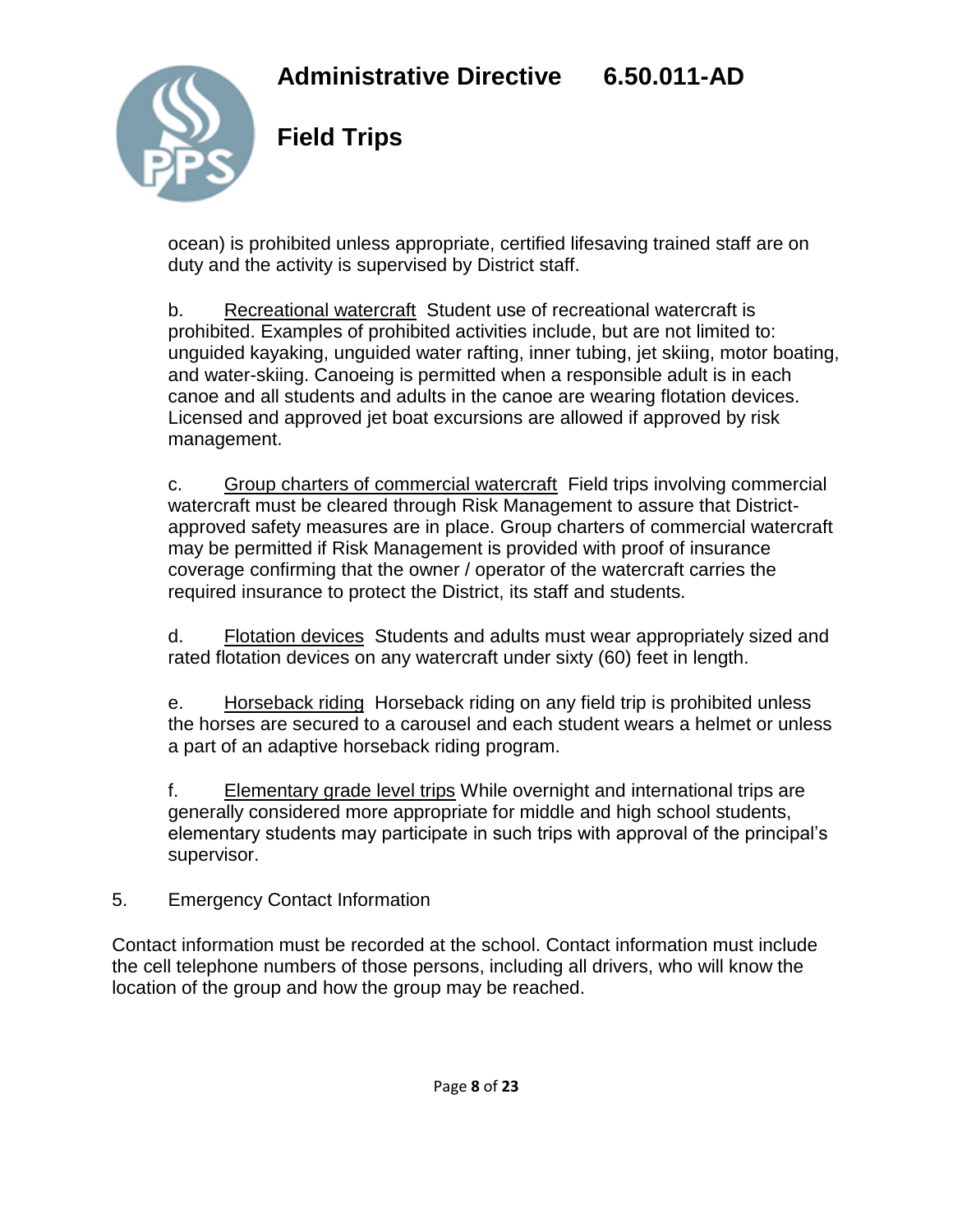ocean) is prohibited unless appropriate, certified lifesaving trained staff are on duty and the activity is supervised by District staff.

b. Recreational watercraft Student use of recreational watercraft is prohibited. Examples of prohibited activities include, but are not limited to: unguided kayaking, unguided water rafting, inner tubing, jet skiing, motor boating, and water-skiing. Canoeing is permitted when a responsible adult is in each canoe and all students and adults in the canoe are wearing flotation devices. Licensed and approved jet boat excursions are allowed if approved by risk management.

c. Group charters of commercial watercraft Field trips involving commercial watercraft must be cleared through Risk Management to assure that District-approved safety measures are in place. Group charters of commercial watercraft may be permitted if Risk Management is provided with proof of insurance coverage confirming that the owner / operator of the watercraft carries the required insurance to protect the District, its staff and students.

d. Flotation devices Students and adults must wear appropriately sized and rated flotation devices on any watercraft under sixty (60) feet in length.

e. Horseback riding Horseback riding on any field trip is prohibited unless the horses are secured to a carousel and each student wears a helmet or unless a part of an adaptive horseback riding program.

f. Elementary grade level trips While overnight and international trips are generally considered more appropriate for middle and high school students, elementary students may participate in such trips with approval of the principal's supervisor.

5. Emergency Contact Information

Contact information must be recorded at the school. Contact information must include the cell telephone numbers of those persons, including all drivers, who will know the location of the group and how the group may be reached.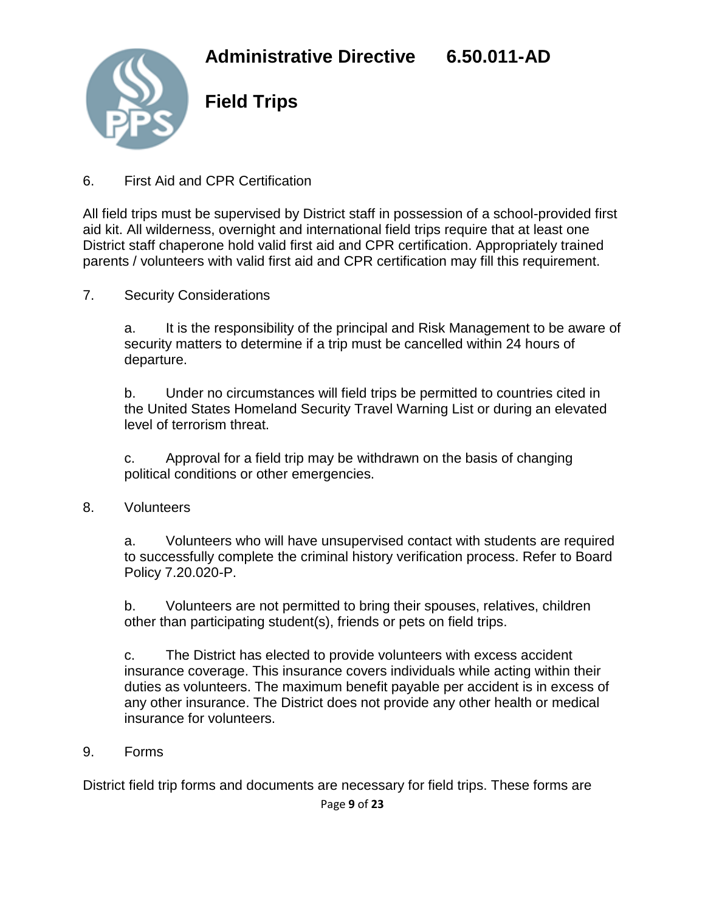6. First Aid and CPR Certification

All field trips must be supervised by District staff in possession of a school-provided first aid kit. All wilderness, overnight and international field trips require that at least one District staff chaperone hold valid first aid and CPR certification. Appropriately trained parents / volunteers with valid first aid and CPR certification may fill this requirement.

7. Security Considerations

   a. It is the responsibility of the principal and Risk Management to be aware of security matters to determine if a trip must be cancelled within 24 hours of departure.

   b. Under no circumstances will field trips be permitted to countries cited in the United States Homeland Security Travel Warning List or during an elevated level of terrorism threat.

   c. Approval for a field trip may be withdrawn on the basis of changing political conditions or other emergencies.

8. Volunteers

   a. Volunteers who will have unsupervised contact with students are required to successfully complete the criminal history verification process. Refer to Board Policy 7.20.020-P.

   b. Volunteers are not permitted to bring their spouses, relatives, children other than participating student(s), friends or pets on field trips.

   c. The District has elected to provide volunteers with excess accident insurance coverage. This insurance covers individuals while acting within their duties as volunteers. The maximum benefit payable per accident is in excess of any other insurance. The District does not provide any other health or medical insurance for volunteers.

9. Forms

District field trip forms and documents are necessary for field trips. These forms are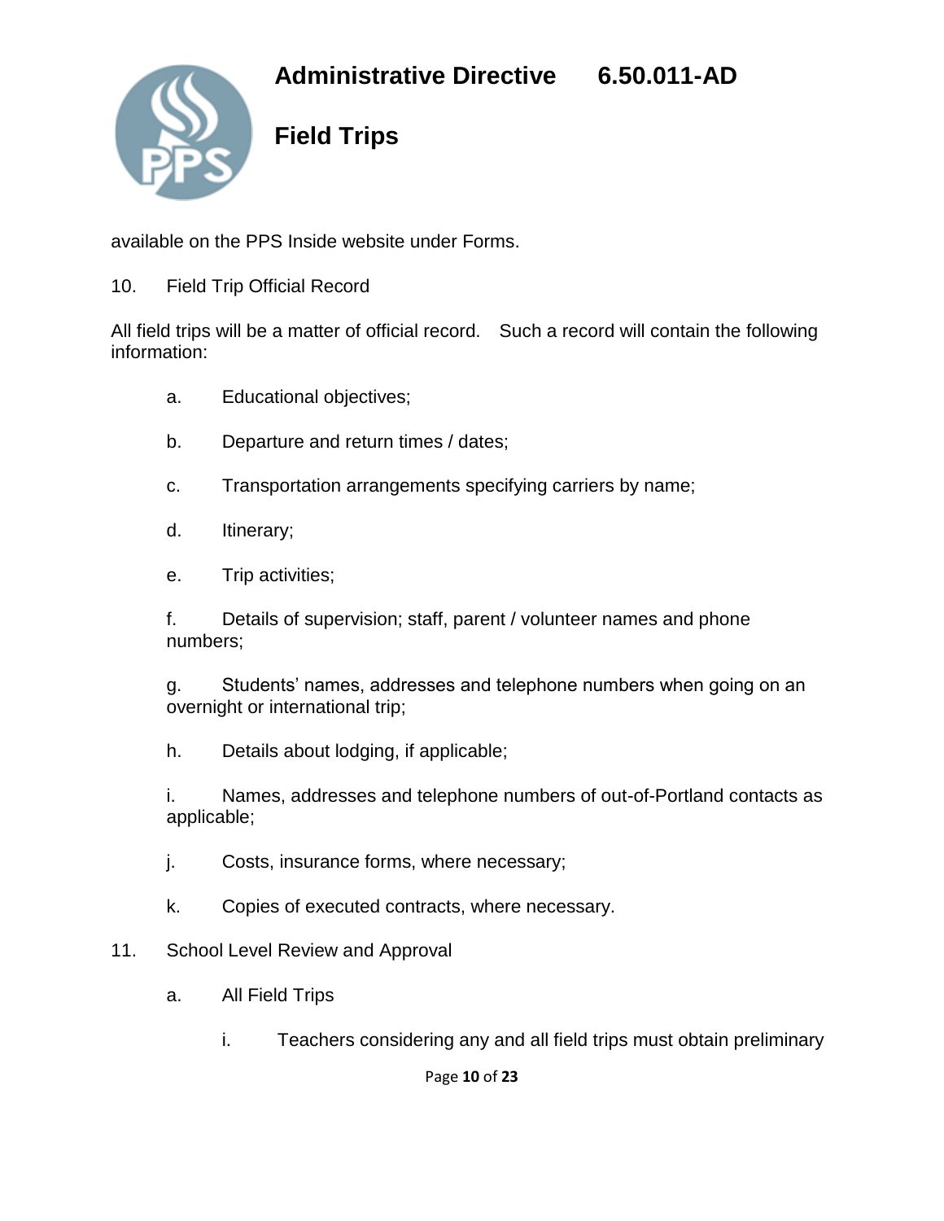available on the PPS Inside website under Forms.

10. Field Trip Official Record

All field trips will be a matter of official record. Such a record will contain the following information:

a. Educational objectives;

b. Departure and return times / dates;

c. Transportation arrangements specifying carriers by name;

d. Itinerary;

e. Trip activities;

f. Details of supervision; staff, parent / volunteer names and phone numbers;

g. Students' names, addresses and telephone numbers when going on an overnight or international trip;

h. Details about lodging, if applicable;

i. Names, addresses and telephone numbers of out-of-Portland contacts as applicable;

j. Costs, insurance forms, where necessary;

k. Copies of executed contracts, where necessary.

11. School Level Review and Approval

a. All Field Trips

i. Teachers considering any and all field trips must obtain preliminary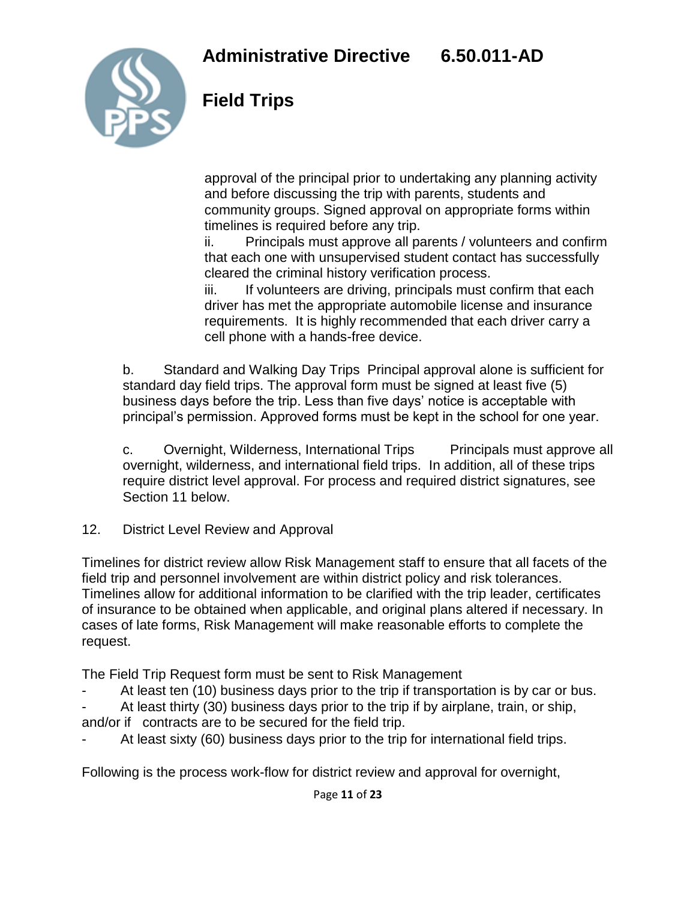approval of the principal prior to undertaking any planning activity and before discussing the trip with parents, students and community groups. Signed approval on appropriate forms within timelines is required before any trip.

ii. Principals must approve all parents / volunteers and confirm that each one with unsupervised student contact has successfully cleared the criminal history verification process.

iii. If volunteers are driving, principals must confirm that each driver has met the appropriate automobile license and insurance requirements. It is highly recommended that each driver carry a cell phone with a hands-free device.

b. Standard and Walking Day Trips Principal approval alone is sufficient for standard day field trips. The approval form must be signed at least five (5) business days before the trip. Less than five days' notice is acceptable with principal's permission. Approved forms must be kept in the school for one year.

c. Overnight, Wilderness, International Trips Principals must approve all overnight, wilderness, and international field trips. In addition, all of these trips require district level approval. For process and required district signatures, see Section 11 below.

12. District Level Review and Approval

Timelines for district review allow Risk Management staff to ensure that all facets of the field trip and personnel involvement are within district policy and risk tolerances. Timelines allow for additional information to be clarified with the trip leader, certificates of insurance to be obtained when applicable, and original plans altered if necessary. In cases of late forms, Risk Management will make reasonable efforts to complete the request.

The Field Trip Request form must be sent to Risk Management

- At least ten (10) business days prior to the trip if transportation is by car or bus.
- At least thirty (30) business days prior to the trip if by airplane, train, or ship, and/or if contracts are to be secured for the field trip.
- At least sixty (60) business days prior to the trip for international field trips.

Following is the process work-flow for district review and approval for overnight,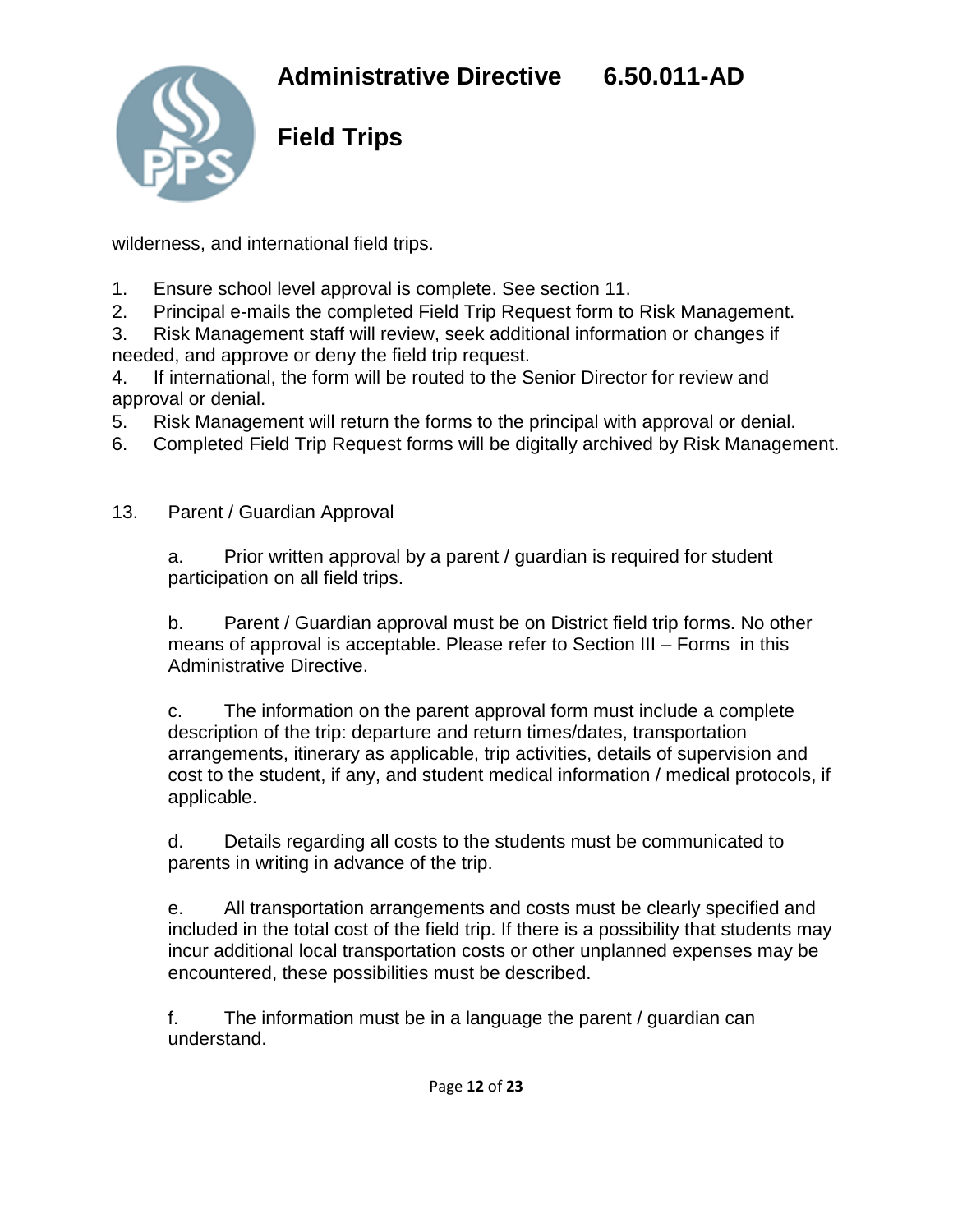wilderness, and international field trips.

1. Ensure school level approval is complete. See section 11.
2. Principal e-mails the completed Field Trip Request form to Risk Management.
3. Risk Management staff will review, seek additional information or changes if needed, and approve or deny the field trip request.
4. If international, the form will be routed to the Senior Director for review and approval or denial.
5. Risk Management will return the forms to the principal with approval or denial.
6. Completed Field Trip Request forms will be digitally archived by Risk Management.

13. Parent / Guardian Approval

   a. Prior written approval by a parent / guardian is required for student participation on all field trips.

   b. Parent / Guardian approval must be on District field trip forms. No other means of approval is acceptable. Please refer to Section III – Forms in this Administrative Directive.

   c. The information on the parent approval form must include a complete description of the trip: departure and return times/dates, transportation arrangements, itinerary as applicable, trip activities, details of supervision and cost to the student, if any, and student medical information / medical protocols, if applicable.

   d. Details regarding all costs to the students must be communicated to parents in writing in advance of the trip.

   e. All transportation arrangements and costs must be clearly specified and included in the total cost of the field trip. If there is a possibility that students may incur additional local transportation costs or other unplanned expenses may be encountered, these possibilities must be described.

   f. The information must be in a language the parent / guardian can understand.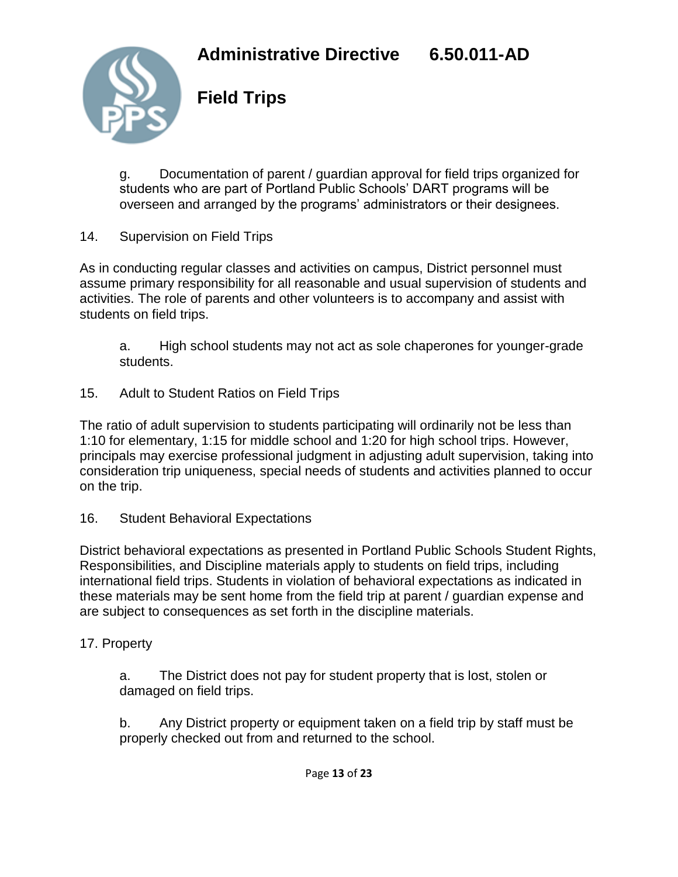g. Documentation of parent / guardian approval for field trips organized for students who are part of Portland Public Schools' DART programs will be overseen and arranged by the programs' administrators or their designees.

14. Supervision on Field Trips

As in conducting regular classes and activities on campus, District personnel must assume primary responsibility for all reasonable and usual supervision of students and activities. The role of parents and other volunteers is to accompany and assist with students on field trips.

a. High school students may not act as sole chaperones for younger-grade students.

15. Adult to Student Ratios on Field Trips

The ratio of adult supervision to students participating will ordinarily not be less than 1:10 for elementary, 1:15 for middle school and 1:20 for high school trips. However, principals may exercise professional judgment in adjusting adult supervision, taking into consideration trip uniqueness, special needs of students and activities planned to occur on the trip.

16. Student Behavioral Expectations

District behavioral expectations as presented in Portland Public Schools Student Rights, Responsibilities, and Discipline materials apply to students on field trips, including international field trips. Students in violation of behavioral expectations as indicated in these materials may be sent home from the field trip at parent / guardian expense and are subject to consequences as set forth in the discipline materials.

17. Property

a. The District does not pay for student property that is lost, stolen or damaged on field trips.

b. Any District property or equipment taken on a field trip by staff must be properly checked out from and returned to the school.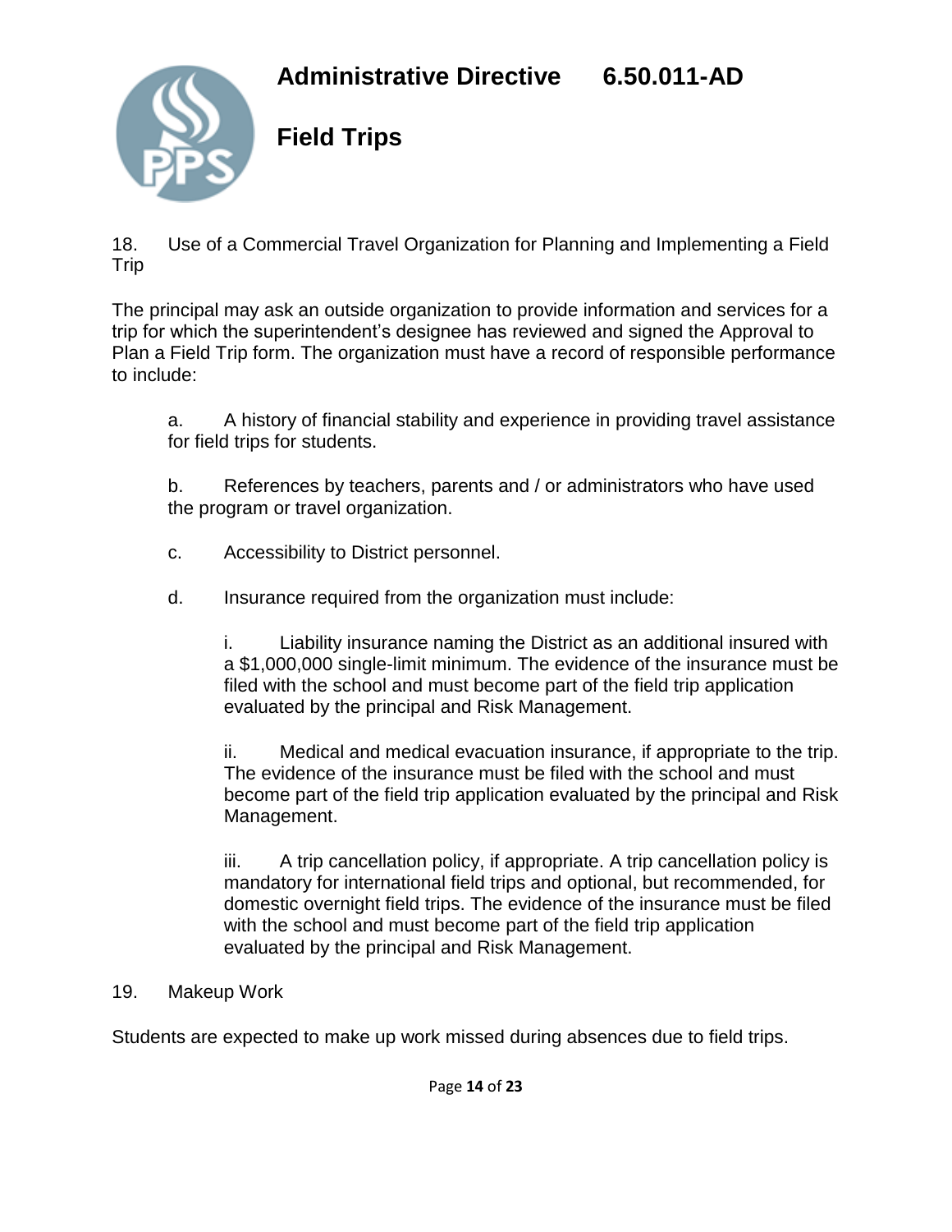18. Use of a Commercial Travel Organization for Planning and Implementing a Field Trip

The principal may ask an outside organization to provide information and services for a trip for which the superintendent's designee has reviewed and signed the Approval to Plan a Field Trip form. The organization must have a record of responsible performance to include:

a. A history of financial stability and experience in providing travel assistance for field trips for students.

b. References by teachers, parents and / or administrators who have used the program or travel organization.

c. Accessibility to District personnel.

d. Insurance required from the organization must include:

i. Liability insurance naming the District as an additional insured with a $1,000,000 single-limit minimum. The evidence of the insurance must be filed with the school and must become part of the field trip application evaluated by the principal and Risk Management.

ii. Medical and medical evacuation insurance, if appropriate to the trip. The evidence of the insurance must be filed with the school and must become part of the field trip application evaluated by the principal and Risk Management.

iii. A trip cancellation policy, if appropriate. A trip cancellation policy is mandatory for international field trips and optional, but recommended, for domestic overnight field trips. The evidence of the insurance must be filed with the school and must become part of the field trip application evaluated by the principal and Risk Management.

19. Makeup Work

Students are expected to make up work missed during absences due to field trips.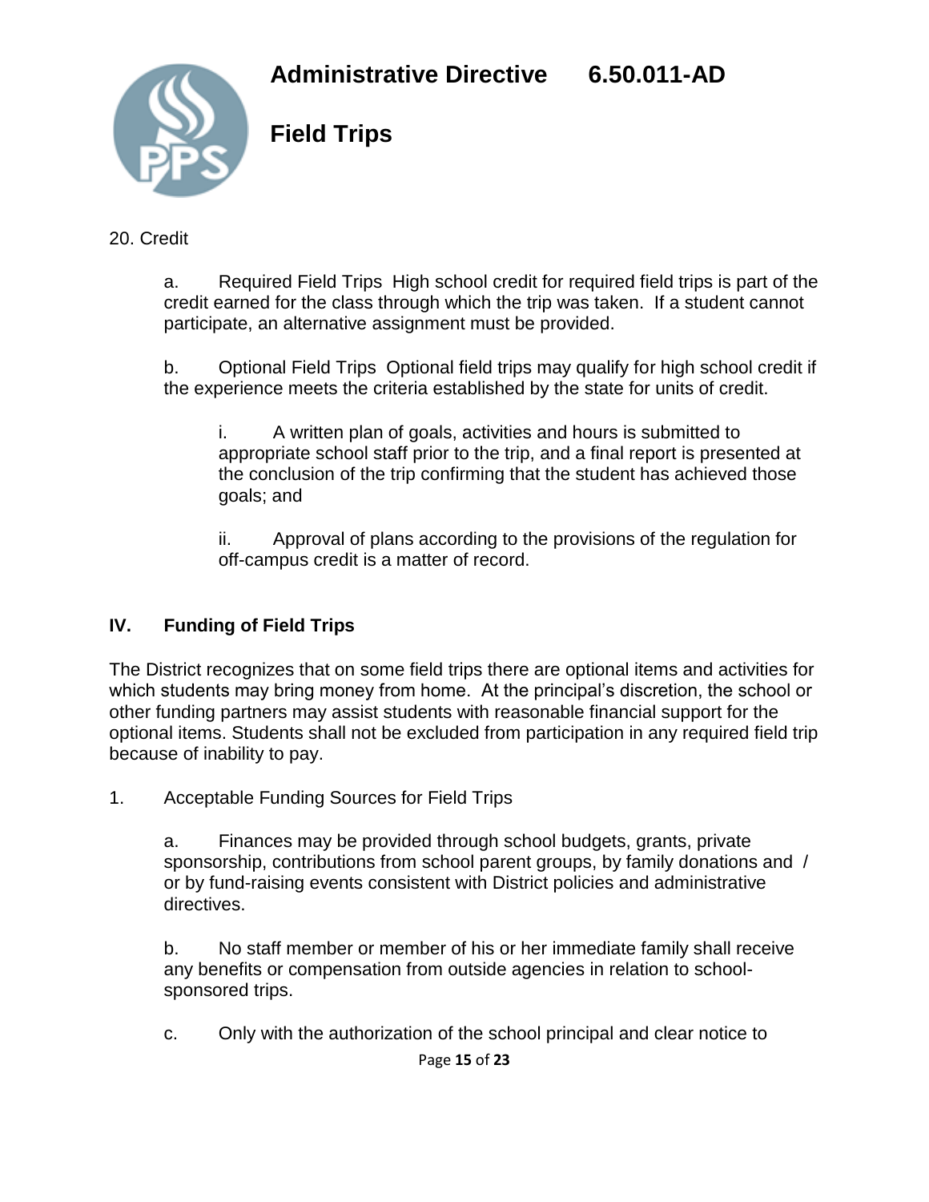20. Credit

a. Required Field Trips High school credit for required field trips is part of the credit earned for the class through which the trip was taken. If a student cannot participate, an alternative assignment must be provided.

b. Optional Field Trips Optional field trips may qualify for high school credit if the experience meets the criteria established by the state for units of credit.

i. A written plan of goals, activities and hours is submitted to appropriate school staff prior to the trip, and a final report is presented at the conclusion of the trip confirming that the student has achieved those goals; and

ii. Approval of plans according to the provisions of the regulation for off-campus credit is a matter of record.

## IV. Funding of Field Trips

The District recognizes that on some field trips there are optional items and activities for which students may bring money from home. At the principal's discretion, the school or other funding partners may assist students with reasonable financial support for the optional items. Students shall not be excluded from participation in any required field trip because of inability to pay.

1. Acceptable Funding Sources for Field Trips

a. Finances may be provided through school budgets, grants, private sponsorship, contributions from school parent groups, by family donations and / or by fund-raising events consistent with District policies and administrative directives.

b. No staff member or member of his or her immediate family shall receive any benefits or compensation from outside agencies in relation to school-sponsored trips.

c. Only with the authorization of the school principal and clear notice to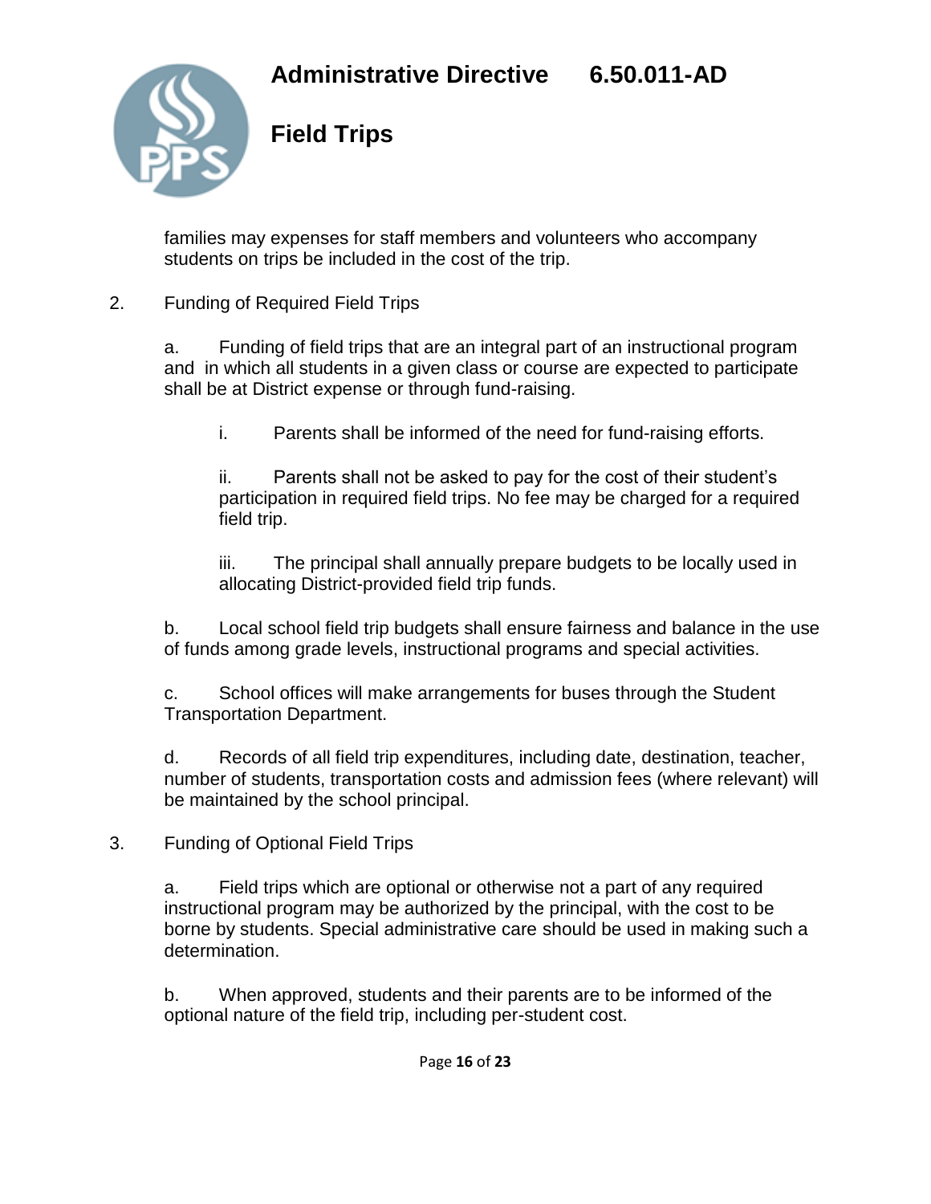families may expenses for staff members and volunteers who accompany students on trips be included in the cost of the trip.

2. Funding of Required Field Trips

   a. Funding of field trips that are an integral part of an instructional program and in which all students in a given class or course are expected to participate shall be at District expense or through fund-raising.

      i. Parents shall be informed of the need for fund-raising efforts.

      ii. Parents shall not be asked to pay for the cost of their student's participation in required field trips. No fee may be charged for a required field trip.

      iii. The principal shall annually prepare budgets to be locally used in allocating District-provided field trip funds.

   b. Local school field trip budgets shall ensure fairness and balance in the use of funds among grade levels, instructional programs and special activities.

   c. School offices will make arrangements for buses through the Student Transportation Department.

   d. Records of all field trip expenditures, including date, destination, teacher, number of students, transportation costs and admission fees (where relevant) will be maintained by the school principal.

3. Funding of Optional Field Trips

   a. Field trips which are optional or otherwise not a part of any required instructional program may be authorized by the principal, with the cost to be borne by students. Special administrative care should be used in making such a determination.

   b. When approved, students and their parents are to be informed of the optional nature of the field trip, including per-student cost.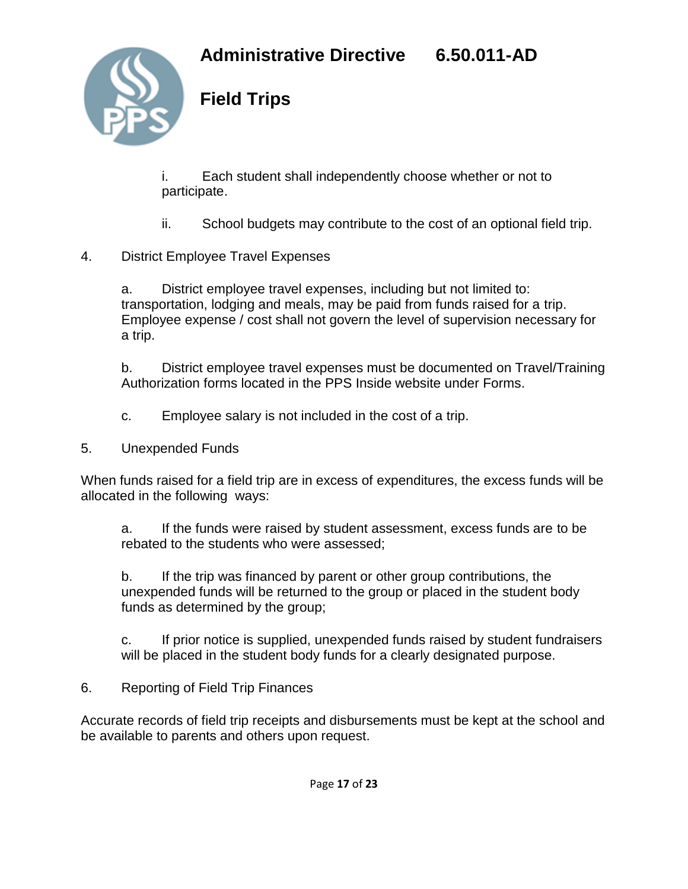i. Each student shall independently choose whether or not to participate.

ii. School budgets may contribute to the cost of an optional field trip.

4. District Employee Travel Expenses

   a. District employee travel expenses, including but not limited to: transportation, lodging and meals, may be paid from funds raised for a trip. Employee expense / cost shall not govern the level of supervision necessary for a trip.

   b. District employee travel expenses must be documented on Travel/Training Authorization forms located in the PPS Inside website under Forms.

   c. Employee salary is not included in the cost of a trip.

5. Unexpended Funds

When funds raised for a field trip are in excess of expenditures, the excess funds will be allocated in the following ways:

   a. If the funds were raised by student assessment, excess funds are to be rebated to the students who were assessed;

   b. If the trip was financed by parent or other group contributions, the unexpended funds will be returned to the group or placed in the student body funds as determined by the group;

   c. If prior notice is supplied, unexpended funds raised by student fundraisers will be placed in the student body funds for a clearly designated purpose.

6. Reporting of Field Trip Finances

Accurate records of field trip receipts and disbursements must be kept at the school and be available to parents and others upon request.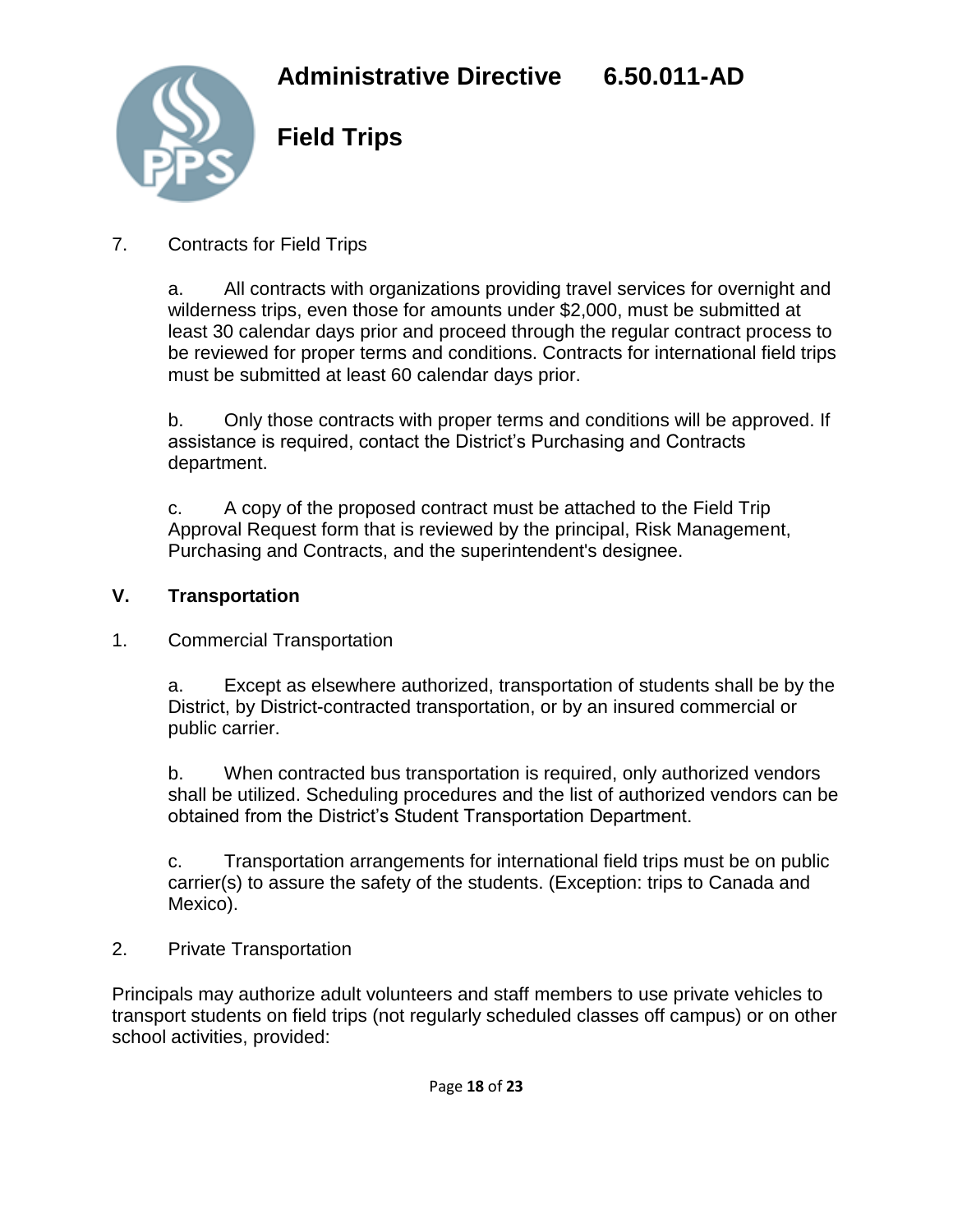7. Contracts for Field Trips

a. All contracts with organizations providing travel services for overnight and wilderness trips, even those for amounts under $2,000, must be submitted at least 30 calendar days prior and proceed through the regular contract process to be reviewed for proper terms and conditions. Contracts for international field trips must be submitted at least 60 calendar days prior.

b. Only those contracts with proper terms and conditions will be approved. If assistance is required, contact the District's Purchasing and Contracts department.

c. A copy of the proposed contract must be attached to the Field Trip Approval Request form that is reviewed by the principal, Risk Management, Purchasing and Contracts, and the superintendent's designee.

## V. Transportation

1. Commercial Transportation

a. Except as elsewhere authorized, transportation of students shall be by the District, by District-contracted transportation, or by an insured commercial or public carrier.

b. When contracted bus transportation is required, only authorized vendors shall be utilized. Scheduling procedures and the list of authorized vendors can be obtained from the District's Student Transportation Department.

c. Transportation arrangements for international field trips must be on public carrier(s) to assure the safety of the students. (Exception: trips to Canada and Mexico).

2. Private Transportation

Principals may authorize adult volunteers and staff members to use private vehicles to transport students on field trips (not regularly scheduled classes off campus) or on other school activities, provided: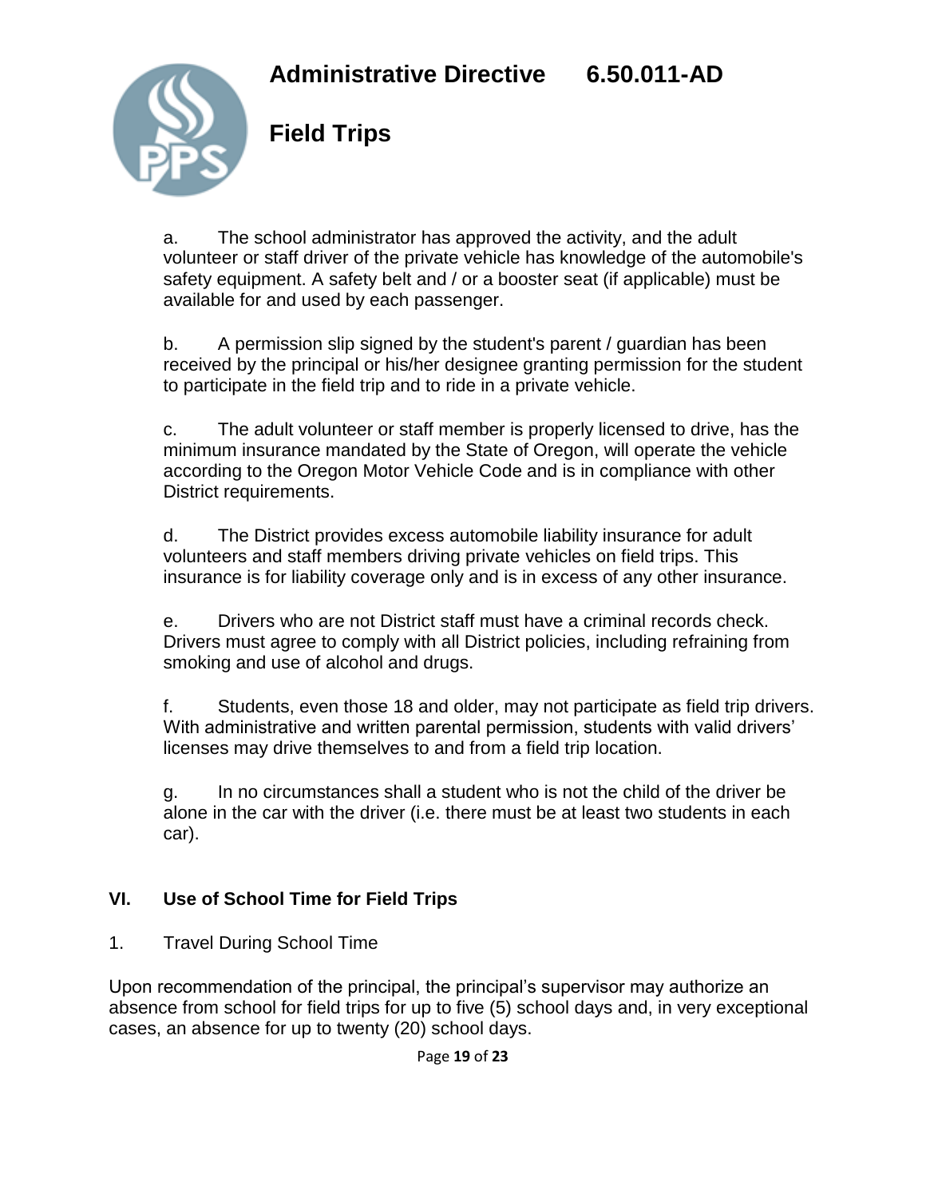a. The school administrator has approved the activity, and the adult volunteer or staff driver of the private vehicle has knowledge of the automobile's safety equipment. A safety belt and / or a booster seat (if applicable) must be available for and used by each passenger.

b. A permission slip signed by the student's parent / guardian has been received by the principal or his/her designee granting permission for the student to participate in the field trip and to ride in a private vehicle.

c. The adult volunteer or staff member is properly licensed to drive, has the minimum insurance mandated by the State of Oregon, will operate the vehicle according to the Oregon Motor Vehicle Code and is in compliance with other District requirements.

d. The District provides excess automobile liability insurance for adult volunteers and staff members driving private vehicles on field trips. This insurance is for liability coverage only and is in excess of any other insurance.

e. Drivers who are not District staff must have a criminal records check. Drivers must agree to comply with all District policies, including refraining from smoking and use of alcohol and drugs.

f. Students, even those 18 and older, may not participate as field trip drivers. With administrative and written parental permission, students with valid drivers' licenses may drive themselves to and from a field trip location.

g. In no circumstances shall a student who is not the child of the driver be alone in the car with the driver (i.e. there must be at least two students in each car).

## VI. Use of School Time for Field Trips

1. Travel During School Time

Upon recommendation of the principal, the principal's supervisor may authorize an absence from school for field trips for up to five (5) school days and, in very exceptional cases, an absence for up to twenty (20) school days.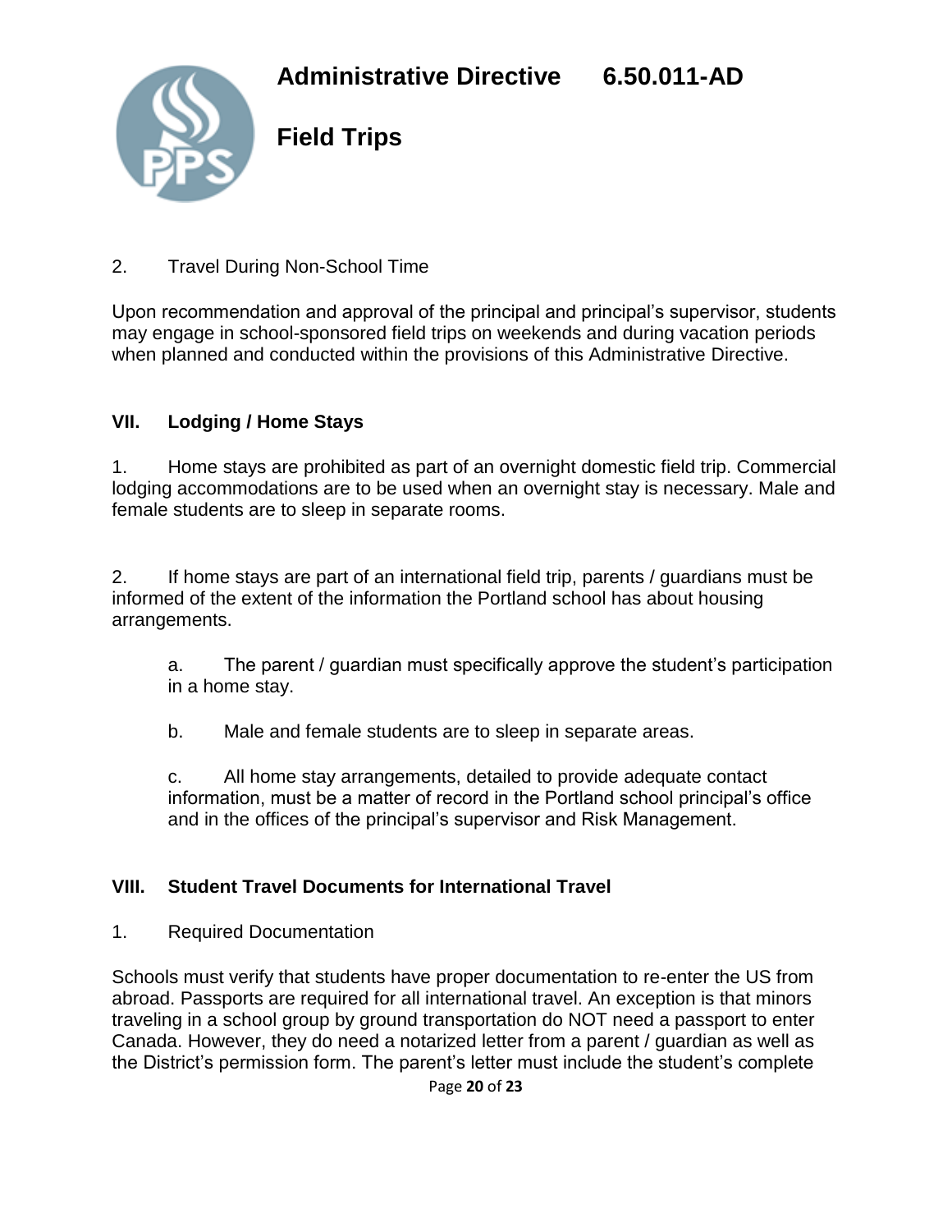2. Travel During Non-School Time

Upon recommendation and approval of the principal and principal's supervisor, students may engage in school-sponsored field trips on weekends and during vacation periods when planned and conducted within the provisions of this Administrative Directive.

## VII. Lodging / Home Stays

1. Home stays are prohibited as part of an overnight domestic field trip. Commercial lodging accommodations are to be used when an overnight stay is necessary. Male and female students are to sleep in separate rooms.

2. If home stays are part of an international field trip, parents / guardians must be informed of the extent of the information the Portland school has about housing arrangements.

   a. The parent / guardian must specifically approve the student's participation in a home stay.

   b. Male and female students are to sleep in separate areas.

   c. All home stay arrangements, detailed to provide adequate contact information, must be a matter of record in the Portland school principal's office and in the offices of the principal's supervisor and Risk Management.

## VIII. Student Travel Documents for International Travel

1. Required Documentation

Schools must verify that students have proper documentation to re-enter the US from abroad. Passports are required for all international travel. An exception is that minors traveling in a school group by ground transportation do NOT need a passport to enter Canada. However, they do need a notarized letter from a parent / guardian as well as the District's permission form. The parent's letter must include the student's complete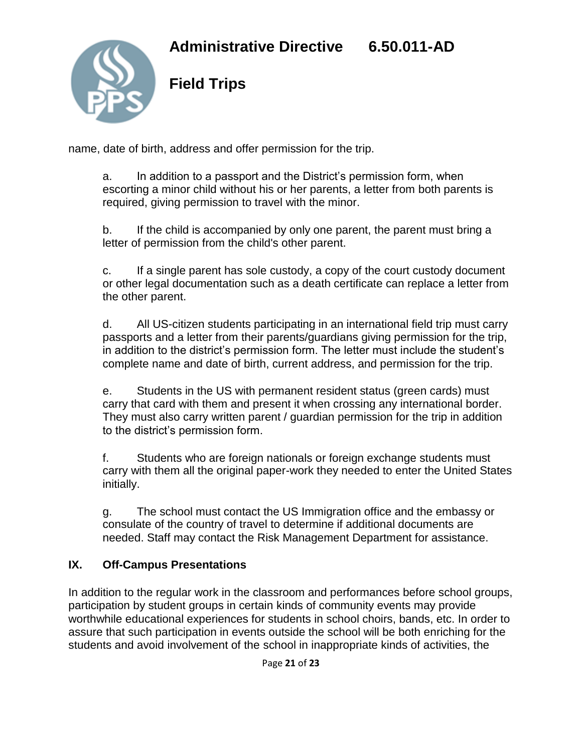name, date of birth, address and offer permission for the trip.

a. In addition to a passport and the District's permission form, when escorting a minor child without his or her parents, a letter from both parents is required, giving permission to travel with the minor.

b. If the child is accompanied by only one parent, the parent must bring a letter of permission from the child's other parent.

c. If a single parent has sole custody, a copy of the court custody document or other legal documentation such as a death certificate can replace a letter from the other parent.

d. All US-citizen students participating in an international field trip must carry passports and a letter from their parents/guardians giving permission for the trip, in addition to the district's permission form. The letter must include the student's complete name and date of birth, current address, and permission for the trip.

e. Students in the US with permanent resident status (green cards) must carry that card with them and present it when crossing any international border. They must also carry written parent / guardian permission for the trip in addition to the district's permission form.

f. Students who are foreign nationals or foreign exchange students must carry with them all the original paper-work they needed to enter the United States initially.

g. The school must contact the US Immigration office and the embassy or consulate of the country of travel to determine if additional documents are needed. Staff may contact the Risk Management Department for assistance.

## IX. Off-Campus Presentations

In addition to the regular work in the classroom and performances before school groups, participation by student groups in certain kinds of community events may provide worthwhile educational experiences for students in school choirs, bands, etc. In order to assure that such participation in events outside the school will be both enriching for the students and avoid involvement of the school in inappropriate kinds of activities, the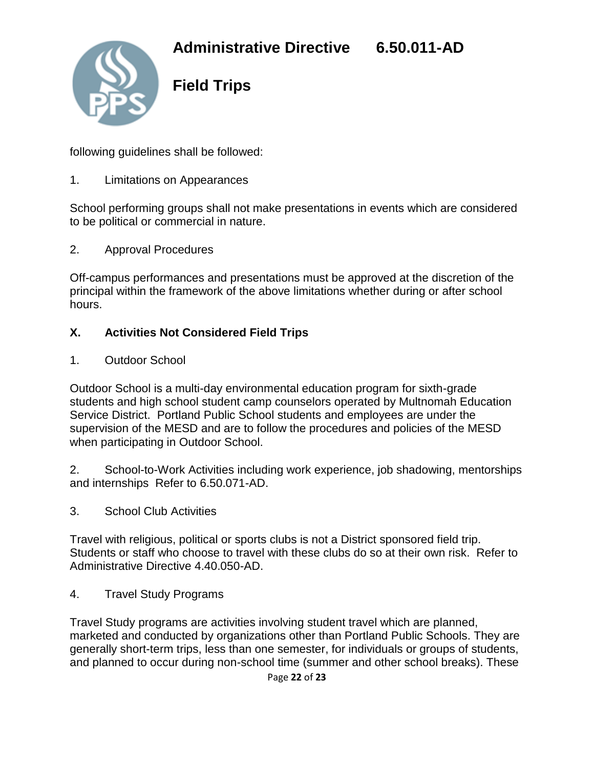following guidelines shall be followed:

1. Limitations on Appearances

School performing groups shall not make presentations in events which are considered to be political or commercial in nature.

2. Approval Procedures

Off-campus performances and presentations must be approved at the discretion of the principal within the framework of the above limitations whether during or after school hours.

## X. Activities Not Considered Field Trips

1. Outdoor School

Outdoor School is a multi-day environmental education program for sixth-grade students and high school student camp counselors operated by Multnomah Education Service District. Portland Public School students and employees are under the supervision of the MESD and are to follow the procedures and policies of the MESD when participating in Outdoor School.

2. School-to-Work Activities including work experience, job shadowing, mentorships and internships Refer to 6.50.071-AD.

3. School Club Activities

Travel with religious, political or sports clubs is not a District sponsored field trip. Students or staff who choose to travel with these clubs do so at their own risk. Refer to Administrative Directive 4.40.050-AD.

4. Travel Study Programs

Travel Study programs are activities involving student travel which are planned, marketed and conducted by organizations other than Portland Public Schools. They are generally short-term trips, less than one semester, for individuals or groups of students, and planned to occur during non-school time (summer and other school breaks). These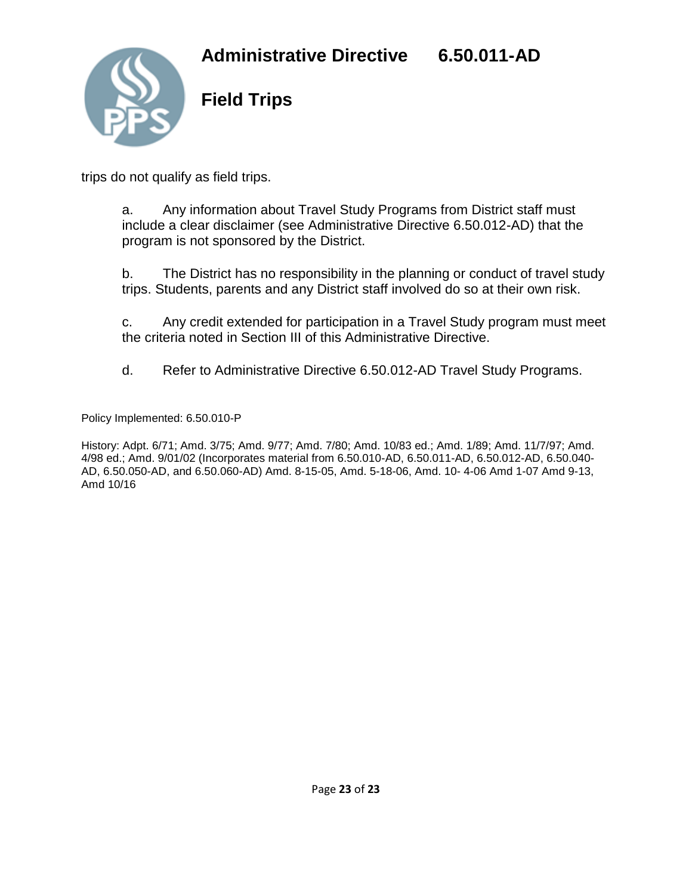trips do not qualify as field trips.

a. Any information about Travel Study Programs from District staff must include a clear disclaimer (see Administrative Directive 6.50.012-AD) that the program is not sponsored by the District.

b. The District has no responsibility in the planning or conduct of travel study trips. Students, parents and any District staff involved do so at their own risk.

c. Any credit extended for participation in a Travel Study program must meet the criteria noted in Section III of this Administrative Directive.

d. Refer to Administrative Directive 6.50.012-AD Travel Study Programs.

Policy Implemented: 6.50.010-P

History: Adpt. 6/71; Amd. 3/75; Amd. 9/77; Amd. 7/80; Amd. 10/83 ed.; Amd. 1/89; Amd. 11/7/97; Amd. 4/98 ed.; Amd. 9/01/02 (Incorporates material from 6.50.010-AD, 6.50.011-AD, 6.50.012-AD, 6.50.040-AD, 6.50.050-AD, and 6.50.060-AD) Amd. 8-15-05, Amd. 5-18-06, Amd. 10- 4-06 Amd 1-07 Amd 9-13, Amd 10/16